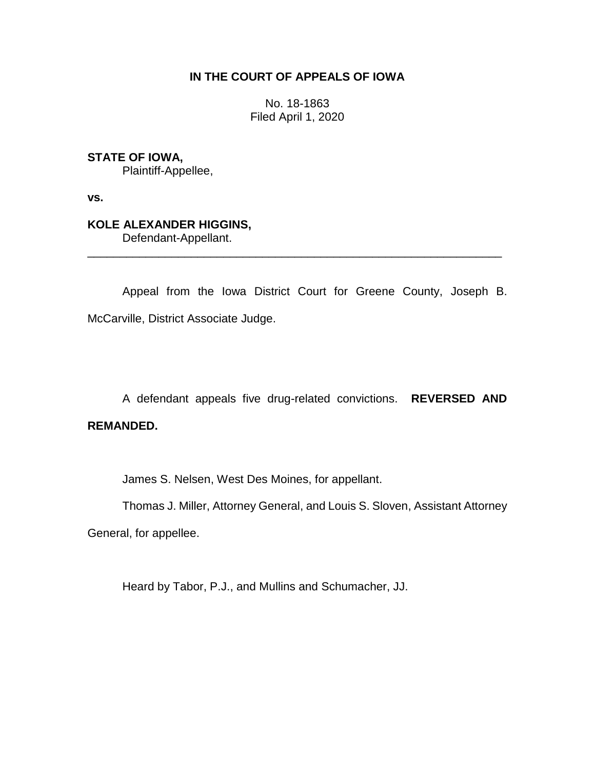**IN THE COURT OF APPEALS OF IOWA**

No. 18-1863
Filed April 1, 2020

**STATE OF IOWA,**
Plaintiff-Appellee,

**vs.**

**KOLE ALEXANDER HIGGINS,**
Defendant-Appellant.

---

Appeal from the Iowa District Court for Greene County, Joseph B. McCarville, District Associate Judge.

A defendant appeals five drug-related convictions. **REVERSED AND REMANDED.**

James S. Nelsen, West Des Moines, for appellant.

Thomas J. Miller, Attorney General, and Louis S. Sloven, Assistant Attorney General, for appellee.

Heard by Tabor, P.J., and Mullins and Schumacher, JJ.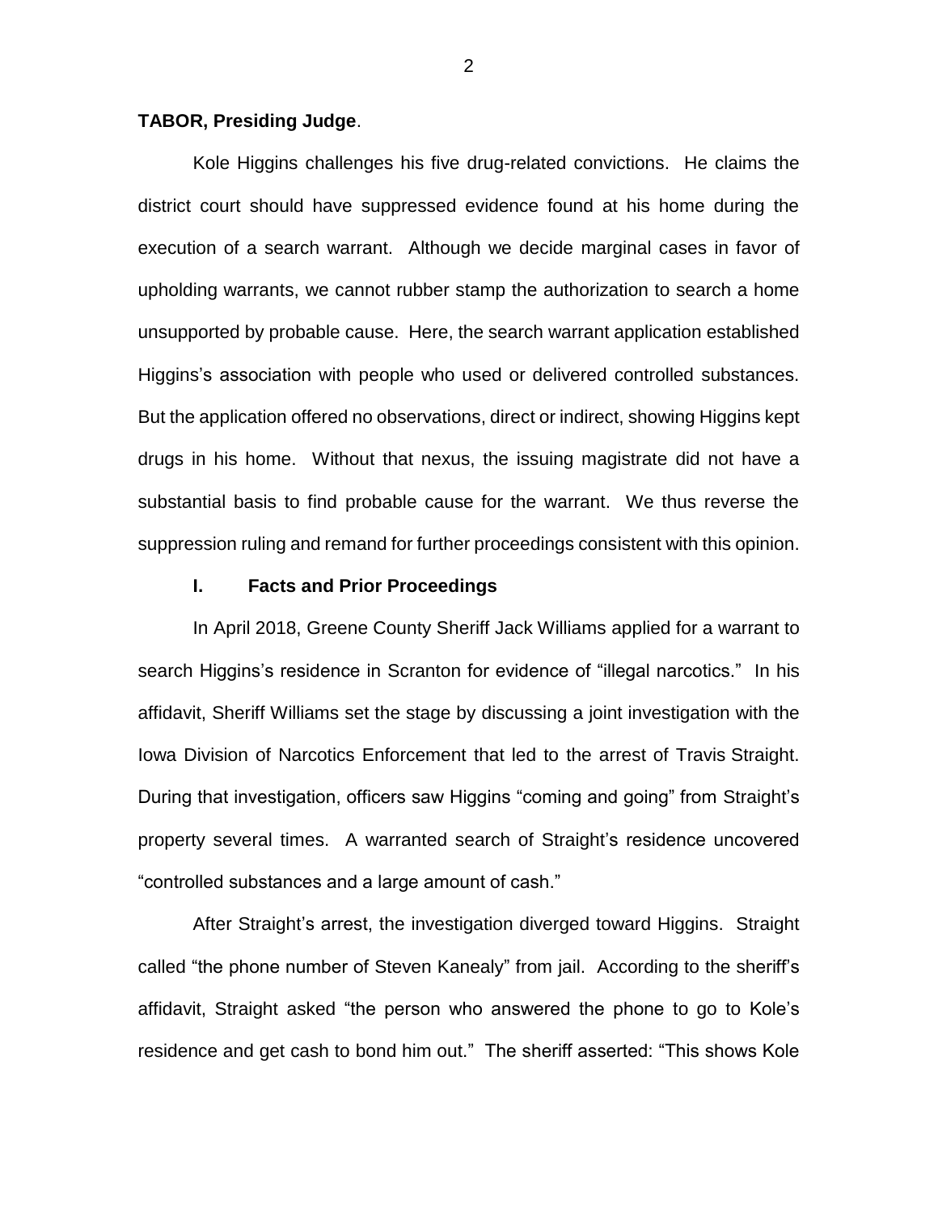**TABOR, Presiding Judge**.

Kole Higgins challenges his five drug-related convictions. He claims the district court should have suppressed evidence found at his home during the execution of a search warrant. Although we decide marginal cases in favor of upholding warrants, we cannot rubber stamp the authorization to search a home unsupported by probable cause. Here, the search warrant application established Higgins's association with people who used or delivered controlled substances. But the application offered no observations, direct or indirect, showing Higgins kept drugs in his home. Without that nexus, the issuing magistrate did not have a substantial basis to find probable cause for the warrant. We thus reverse the suppression ruling and remand for further proceedings consistent with this opinion.

## I. Facts and Prior Proceedings

In April 2018, Greene County Sheriff Jack Williams applied for a warrant to search Higgins's residence in Scranton for evidence of "illegal narcotics." In his affidavit, Sheriff Williams set the stage by discussing a joint investigation with the Iowa Division of Narcotics Enforcement that led to the arrest of Travis Straight. During that investigation, officers saw Higgins "coming and going" from Straight's property several times. A warranted search of Straight's residence uncovered "controlled substances and a large amount of cash."

After Straight's arrest, the investigation diverged toward Higgins. Straight called "the phone number of Steven Kanealy" from jail. According to the sheriff's affidavit, Straight asked "the person who answered the phone to go to Kole's residence and get cash to bond him out." The sheriff asserted: "This shows Kole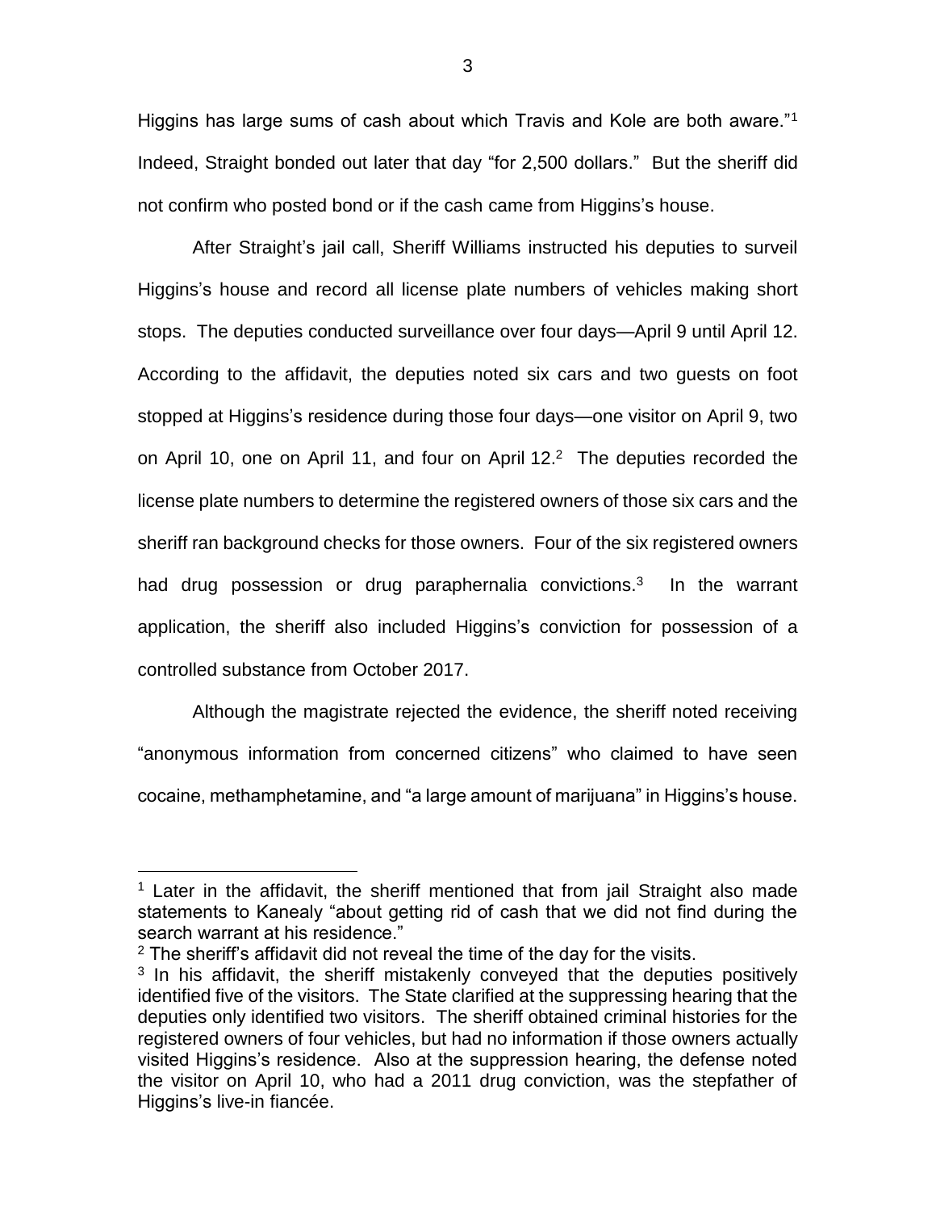Higgins has large sums of cash about which Travis and Kole are both aware."[1] Indeed, Straight bonded out later that day "for 2,500 dollars." But the sheriff did not confirm who posted bond or if the cash came from Higgins's house.

After Straight's jail call, Sheriff Williams instructed his deputies to surveil Higgins's house and record all license plate numbers of vehicles making short stops. The deputies conducted surveillance over four days—April 9 until April 12. According to the affidavit, the deputies noted six cars and two guests on foot stopped at Higgins's residence during those four days—one visitor on April 9, two on April 10, one on April 11, and four on April 12.[2] The deputies recorded the license plate numbers to determine the registered owners of those six cars and the sheriff ran background checks for those owners. Four of the six registered owners had drug possession or drug paraphernalia convictions.[3] In the warrant application, the sheriff also included Higgins's conviction for possession of a controlled substance from October 2017.

Although the magistrate rejected the evidence, the sheriff noted receiving "anonymous information from concerned citizens" who claimed to have seen cocaine, methamphetamine, and "a large amount of marijuana" in Higgins's house.

---

[1] Later in the affidavit, the sheriff mentioned that from jail Straight also made statements to Kanealy "about getting rid of cash that we did not find during the search warrant at his residence."

[2] The sheriff's affidavit did not reveal the time of the day for the visits.

[3] In his affidavit, the sheriff mistakenly conveyed that the deputies positively identified five of the visitors. The State clarified at the suppressing hearing that the deputies only identified two visitors. The sheriff obtained criminal histories for the registered owners of four vehicles, but had no information if those owners actually visited Higgins's residence. Also at the suppression hearing, the defense noted the visitor on April 10, who had a 2011 drug conviction, was the stepfather of Higgins's live-in fiancée.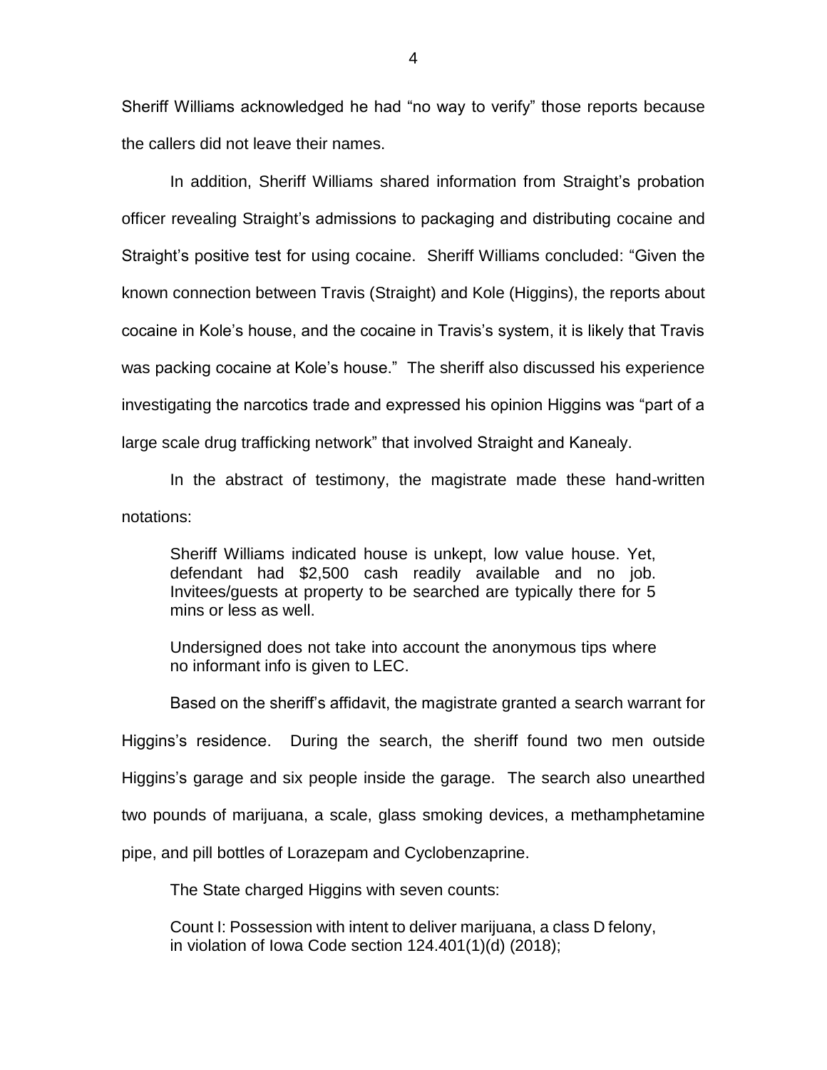Sheriff Williams acknowledged he had "no way to verify" those reports because the callers did not leave their names.

In addition, Sheriff Williams shared information from Straight's probation officer revealing Straight's admissions to packaging and distributing cocaine and Straight's positive test for using cocaine. Sheriff Williams concluded: "Given the known connection between Travis (Straight) and Kole (Higgins), the reports about cocaine in Kole's house, and the cocaine in Travis's system, it is likely that Travis was packing cocaine at Kole's house." The sheriff also discussed his experience investigating the narcotics trade and expressed his opinion Higgins was "part of a large scale drug trafficking network" that involved Straight and Kanealy.

In the abstract of testimony, the magistrate made these hand-written notations:

> Sheriff Williams indicated house is unkept, low value house. Yet, defendant had $2,500 cash readily available and no job. Invitees/guests at property to be searched are typically there for 5 mins or less as well.
>
> Undersigned does not take into account the anonymous tips where no informant info is given to LEC.

Based on the sheriff's affidavit, the magistrate granted a search warrant for Higgins's residence. During the search, the sheriff found two men outside Higgins's garage and six people inside the garage. The search also unearthed two pounds of marijuana, a scale, glass smoking devices, a methamphetamine pipe, and pill bottles of Lorazepam and Cyclobenzaprine.

The State charged Higgins with seven counts:

> Count I: Possession with intent to deliver marijuana, a class D felony, in violation of Iowa Code section 124.401(1)(d) (2018);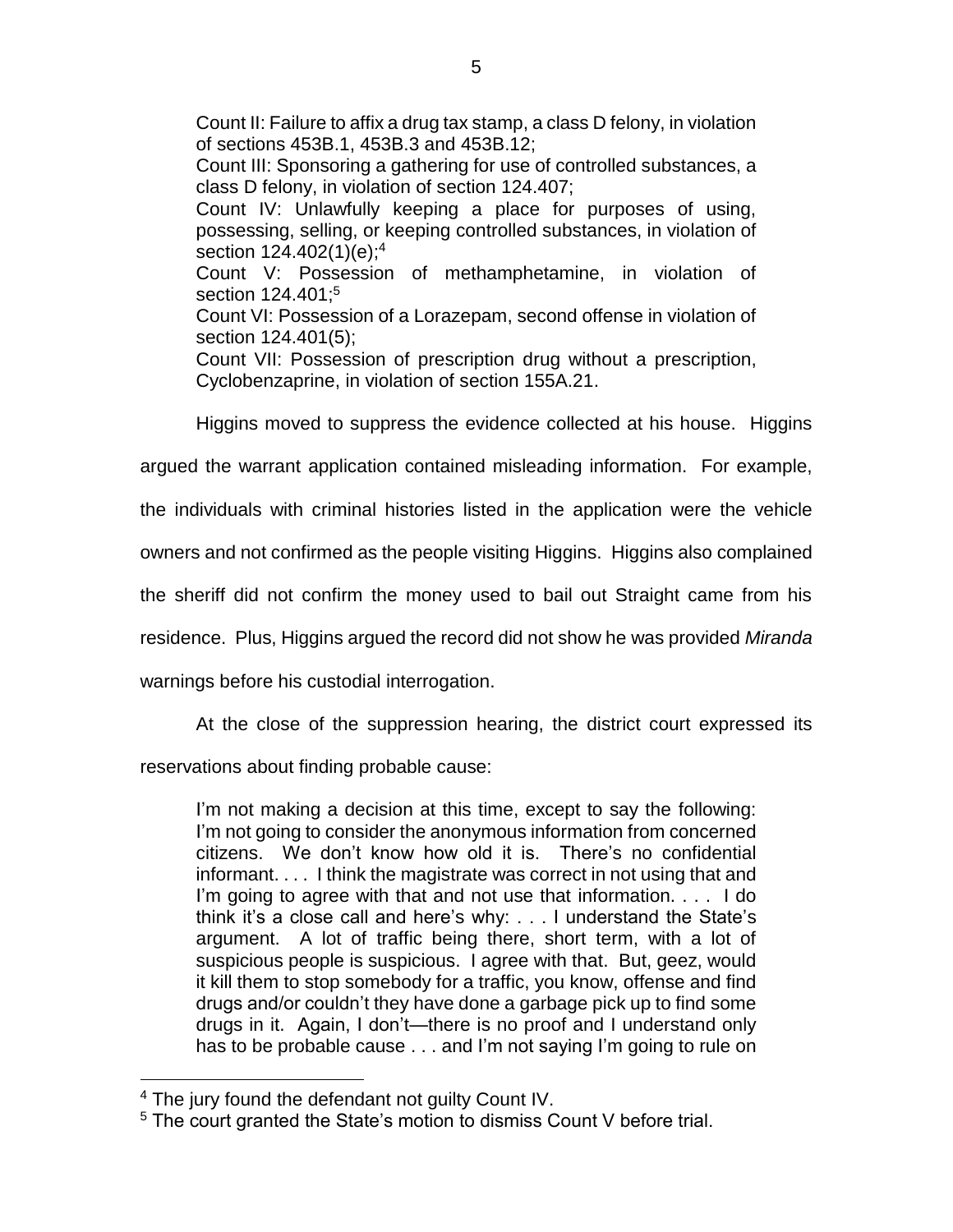Count II: Failure to affix a drug tax stamp, a class D felony, in violation of sections 453B.1, 453B.3 and 453B.12;

Count III: Sponsoring a gathering for use of controlled substances, a class D felony, in violation of section 124.407;

Count IV: Unlawfully keeping a place for purposes of using, possessing, selling, or keeping controlled substances, in violation of section 124.402(1)(e);[4]

Count V: Possession of methamphetamine, in violation of section 124.401;[5]

Count VI: Possession of a Lorazepam, second offense in violation of section 124.401(5);

Count VII: Possession of prescription drug without a prescription, Cyclobenzaprine, in violation of section 155A.21.

Higgins moved to suppress the evidence collected at his house. Higgins argued the warrant application contained misleading information. For example, the individuals with criminal histories listed in the application were the vehicle owners and not confirmed as the people visiting Higgins. Higgins also complained the sheriff did not confirm the money used to bail out Straight came from his residence. Plus, Higgins argued the record did not show he was provided *Miranda* warnings before his custodial interrogation.

At the close of the suppression hearing, the district court expressed its reservations about finding probable cause:

> I'm not making a decision at this time, except to say the following: I'm not going to consider the anonymous information from concerned citizens. We don't know how old it is. There's no confidential informant. . . . I think the magistrate was correct in not using that and I'm going to agree with that and not use that information. . . . I do think it's a close call and here's why: . . . I understand the State's argument. A lot of traffic being there, short term, with a lot of suspicious people is suspicious. I agree with that. But, geez, would it kill them to stop somebody for a traffic, you know, offense and find drugs and/or couldn't they have done a garbage pick up to find some drugs in it. Again, I don't—there is no proof and I understand only has to be probable cause . . . and I'm not saying I'm going to rule on

---

[4] The jury found the defendant not guilty Count IV.

[5] The court granted the State's motion to dismiss Count V before trial.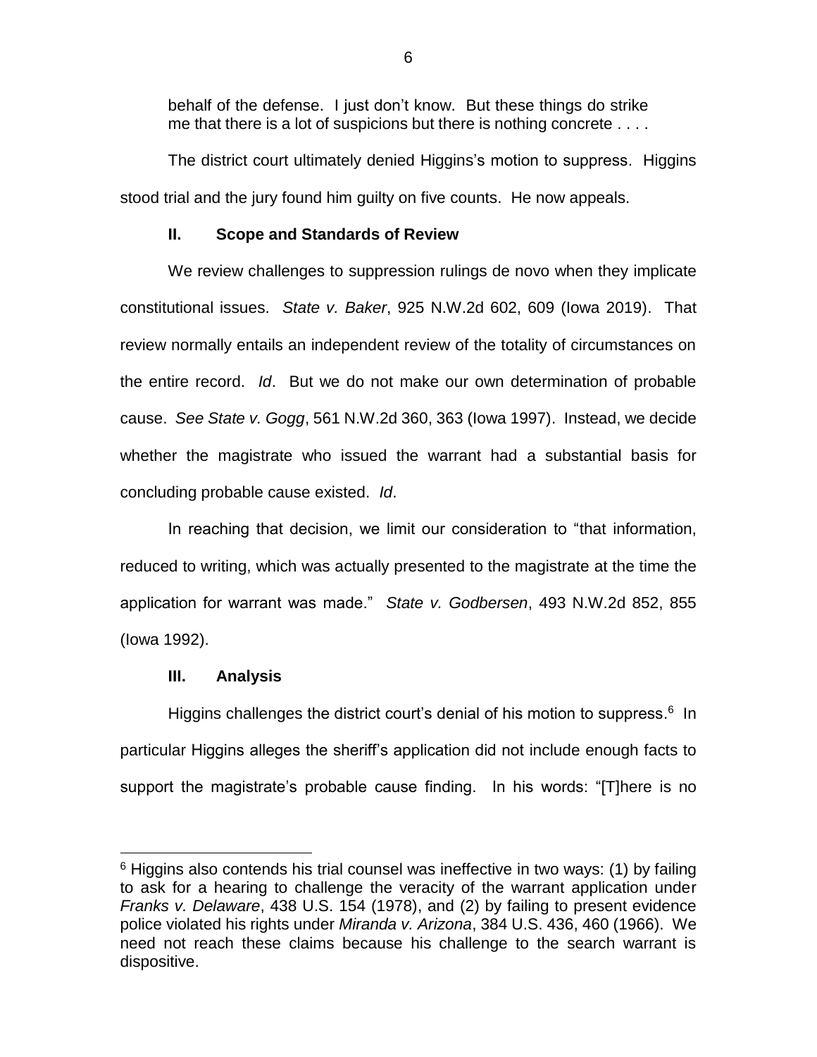behalf of the defense. I just don't know. But these things do strike me that there is a lot of suspicions but there is nothing concrete . . . .

The district court ultimately denied Higgins's motion to suppress. Higgins stood trial and the jury found him guilty on five counts. He now appeals.

## II. Scope and Standards of Review

We review challenges to suppression rulings de novo when they implicate constitutional issues. *State v. Baker*, 925 N.W.2d 602, 609 (Iowa 2019). That review normally entails an independent review of the totality of circumstances on the entire record. *Id*. But we do not make our own determination of probable cause. *See State v. Gogg*, 561 N.W.2d 360, 363 (Iowa 1997). Instead, we decide whether the magistrate who issued the warrant had a substantial basis for concluding probable cause existed. *Id*.

In reaching that decision, we limit our consideration to "that information, reduced to writing, which was actually presented to the magistrate at the time the application for warrant was made." *State v. Godbersen*, 493 N.W.2d 852, 855 (Iowa 1992).

## III. Analysis

Higgins challenges the district court's denial of his motion to suppress.[6] In particular Higgins alleges the sheriff's application did not include enough facts to support the magistrate's probable cause finding. In his words: "[T]here is no

[6] Higgins also contends his trial counsel was ineffective in two ways: (1) by failing to ask for a hearing to challenge the veracity of the warrant application under *Franks v. Delaware*, 438 U.S. 154 (1978), and (2) by failing to present evidence police violated his rights under *Miranda v. Arizona*, 384 U.S. 436, 460 (1966). We need not reach these claims because his challenge to the search warrant is dispositive.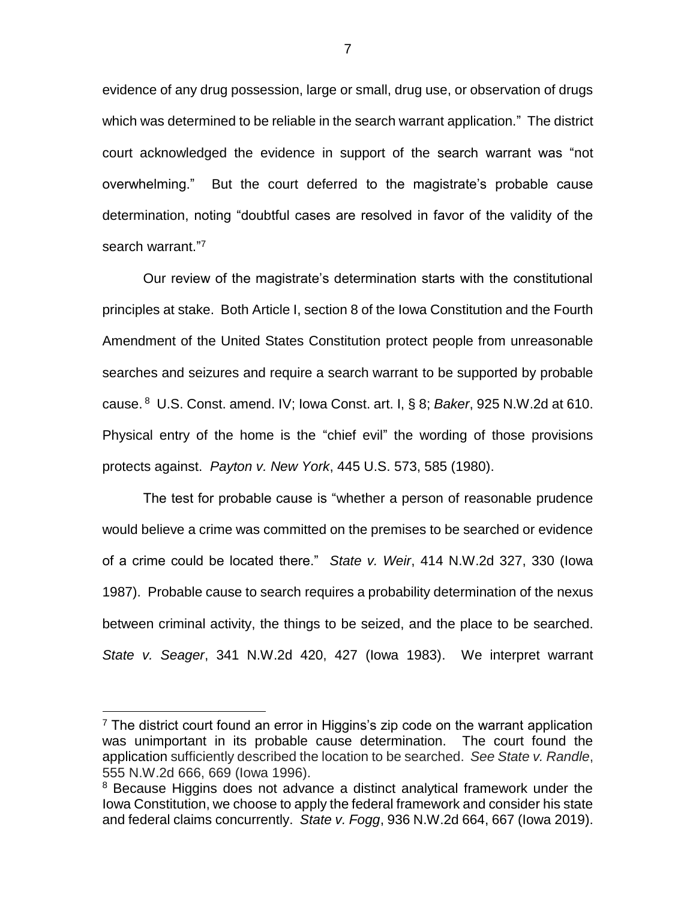evidence of any drug possession, large or small, drug use, or observation of drugs which was determined to be reliable in the search warrant application." The district court acknowledged the evidence in support of the search warrant was "not overwhelming." But the court deferred to the magistrate's probable cause determination, noting "doubtful cases are resolved in favor of the validity of the search warrant."[7]

Our review of the magistrate's determination starts with the constitutional principles at stake. Both Article I, section 8 of the Iowa Constitution and the Fourth Amendment of the United States Constitution protect people from unreasonable searches and seizures and require a search warrant to be supported by probable cause.[8] U.S. Const. amend. IV; Iowa Const. art. I, § 8; *Baker*, 925 N.W.2d at 610. Physical entry of the home is the "chief evil" the wording of those provisions protects against. *Payton v. New York*, 445 U.S. 573, 585 (1980).

The test for probable cause is "whether a person of reasonable prudence would believe a crime was committed on the premises to be searched or evidence of a crime could be located there." *State v. Weir*, 414 N.W.2d 327, 330 (Iowa 1987). Probable cause to search requires a probability determination of the nexus between criminal activity, the things to be seized, and the place to be searched. *State v. Seager*, 341 N.W.2d 420, 427 (Iowa 1983). We interpret warrant

---

[7] The district court found an error in Higgins's zip code on the warrant application was unimportant in its probable cause determination. The court found the application sufficiently described the location to be searched. *See State v. Randle*, 555 N.W.2d 666, 669 (Iowa 1996).

[8] Because Higgins does not advance a distinct analytical framework under the Iowa Constitution, we choose to apply the federal framework and consider his state and federal claims concurrently. *State v. Fogg*, 936 N.W.2d 664, 667 (Iowa 2019).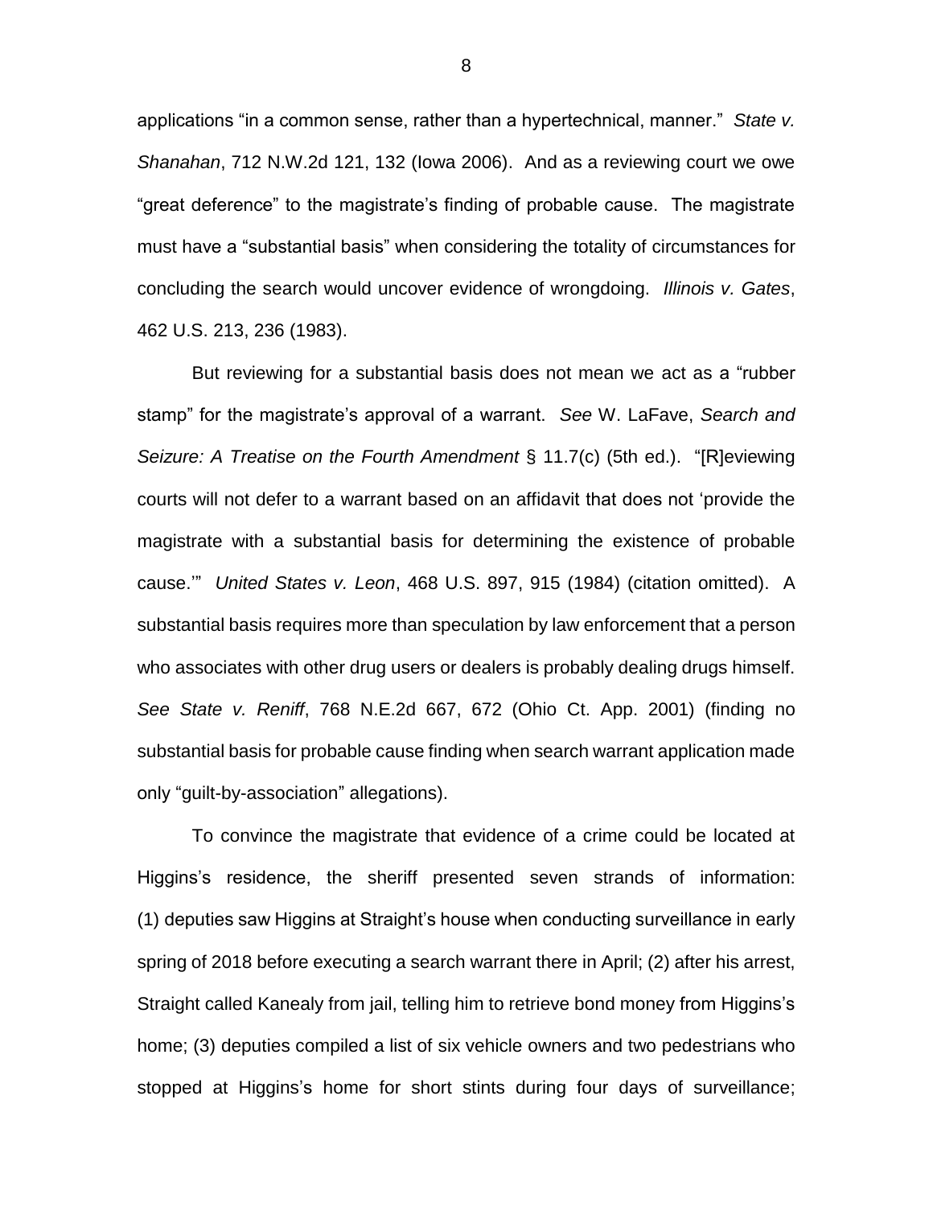applications "in a common sense, rather than a hypertechnical, manner." *State v. Shanahan*, 712 N.W.2d 121, 132 (Iowa 2006). And as a reviewing court we owe "great deference" to the magistrate's finding of probable cause. The magistrate must have a "substantial basis" when considering the totality of circumstances for concluding the search would uncover evidence of wrongdoing. *Illinois v. Gates*, 462 U.S. 213, 236 (1983).

But reviewing for a substantial basis does not mean we act as a "rubber stamp" for the magistrate's approval of a warrant. *See* W. LaFave, *Search and Seizure: A Treatise on the Fourth Amendment* § 11.7(c) (5th ed.). "[R]eviewing courts will not defer to a warrant based on an affidavit that does not 'provide the magistrate with a substantial basis for determining the existence of probable cause.'" *United States v. Leon*, 468 U.S. 897, 915 (1984) (citation omitted). A substantial basis requires more than speculation by law enforcement that a person who associates with other drug users or dealers is probably dealing drugs himself. *See State v. Reniff*, 768 N.E.2d 667, 672 (Ohio Ct. App. 2001) (finding no substantial basis for probable cause finding when search warrant application made only "guilt-by-association" allegations).

To convince the magistrate that evidence of a crime could be located at Higgins's residence, the sheriff presented seven strands of information: (1) deputies saw Higgins at Straight's house when conducting surveillance in early spring of 2018 before executing a search warrant there in April; (2) after his arrest, Straight called Kanealy from jail, telling him to retrieve bond money from Higgins's home; (3) deputies compiled a list of six vehicle owners and two pedestrians who stopped at Higgins's home for short stints during four days of surveillance;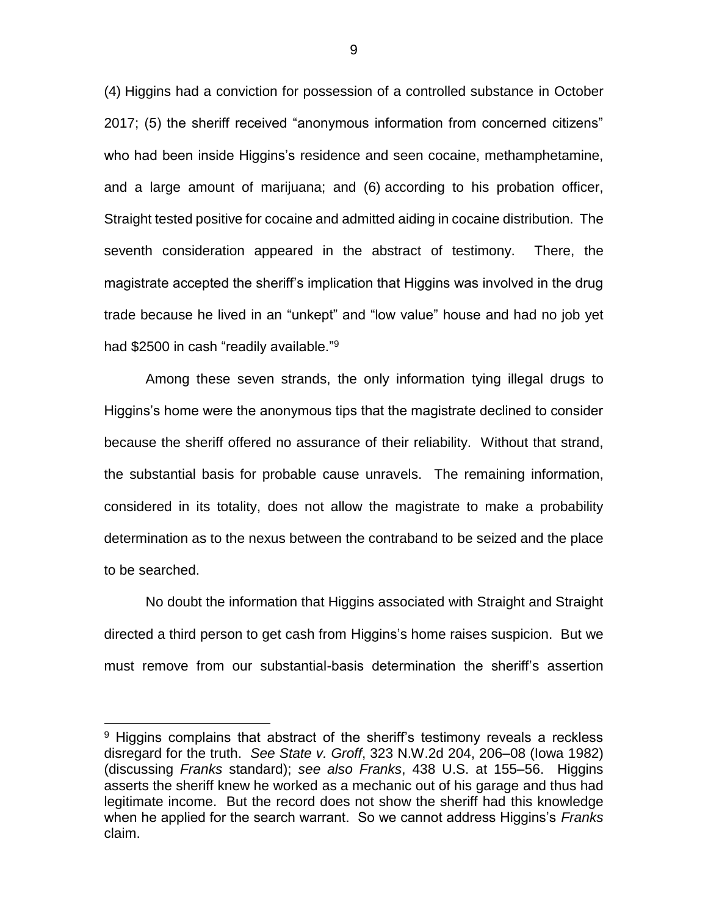(4) Higgins had a conviction for possession of a controlled substance in October 2017; (5) the sheriff received "anonymous information from concerned citizens" who had been inside Higgins's residence and seen cocaine, methamphetamine, and a large amount of marijuana; and (6) according to his probation officer, Straight tested positive for cocaine and admitted aiding in cocaine distribution. The seventh consideration appeared in the abstract of testimony. There, the magistrate accepted the sheriff's implication that Higgins was involved in the drug trade because he lived in an "unkept" and "low value" house and had no job yet had $2500 in cash "readily available."[9]

Among these seven strands, the only information tying illegal drugs to Higgins's home were the anonymous tips that the magistrate declined to consider because the sheriff offered no assurance of their reliability. Without that strand, the substantial basis for probable cause unravels. The remaining information, considered in its totality, does not allow the magistrate to make a probability determination as to the nexus between the contraband to be seized and the place to be searched.

No doubt the information that Higgins associated with Straight and Straight directed a third person to get cash from Higgins's home raises suspicion. But we must remove from our substantial-basis determination the sheriff's assertion

---

[9] Higgins complains that abstract of the sheriff's testimony reveals a reckless disregard for the truth. *See State v. Groff*, 323 N.W.2d 204, 206–08 (Iowa 1982) (discussing *Franks* standard); *see also Franks*, 438 U.S. at 155–56. Higgins asserts the sheriff knew he worked as a mechanic out of his garage and thus had legitimate income. But the record does not show the sheriff had this knowledge when he applied for the search warrant. So we cannot address Higgins's *Franks* claim.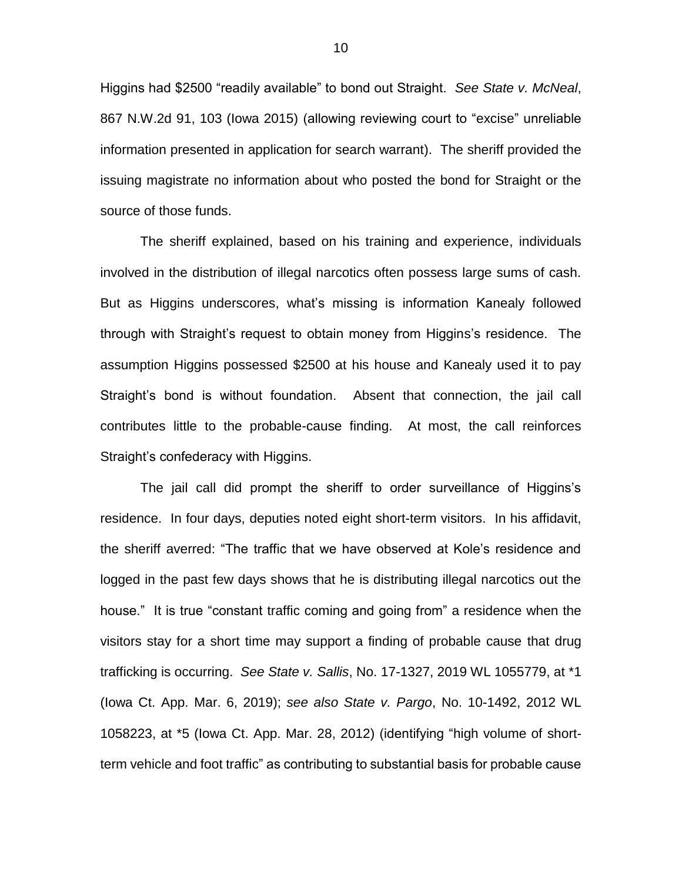Higgins had $2500 "readily available" to bond out Straight. *See State v. McNeal*, 867 N.W.2d 91, 103 (Iowa 2015) (allowing reviewing court to "excise" unreliable information presented in application for search warrant). The sheriff provided the issuing magistrate no information about who posted the bond for Straight or the source of those funds.

The sheriff explained, based on his training and experience, individuals involved in the distribution of illegal narcotics often possess large sums of cash. But as Higgins underscores, what's missing is information Kanealy followed through with Straight's request to obtain money from Higgins's residence. The assumption Higgins possessed $2500 at his house and Kanealy used it to pay Straight's bond is without foundation. Absent that connection, the jail call contributes little to the probable-cause finding. At most, the call reinforces Straight's confederacy with Higgins.

The jail call did prompt the sheriff to order surveillance of Higgins's residence. In four days, deputies noted eight short-term visitors. In his affidavit, the sheriff averred: "The traffic that we have observed at Kole's residence and logged in the past few days shows that he is distributing illegal narcotics out the house." It is true "constant traffic coming and going from" a residence when the visitors stay for a short time may support a finding of probable cause that drug trafficking is occurring. *See State v. Sallis*, No. 17-1327, 2019 WL 1055779, at *1 (Iowa Ct. App. Mar. 6, 2019); *see also State v. Pargo*, No. 10-1492, 2012 WL 1058223, at *5 (Iowa Ct. App. Mar. 28, 2012) (identifying "high volume of short-term vehicle and foot traffic" as contributing to substantial basis for probable cause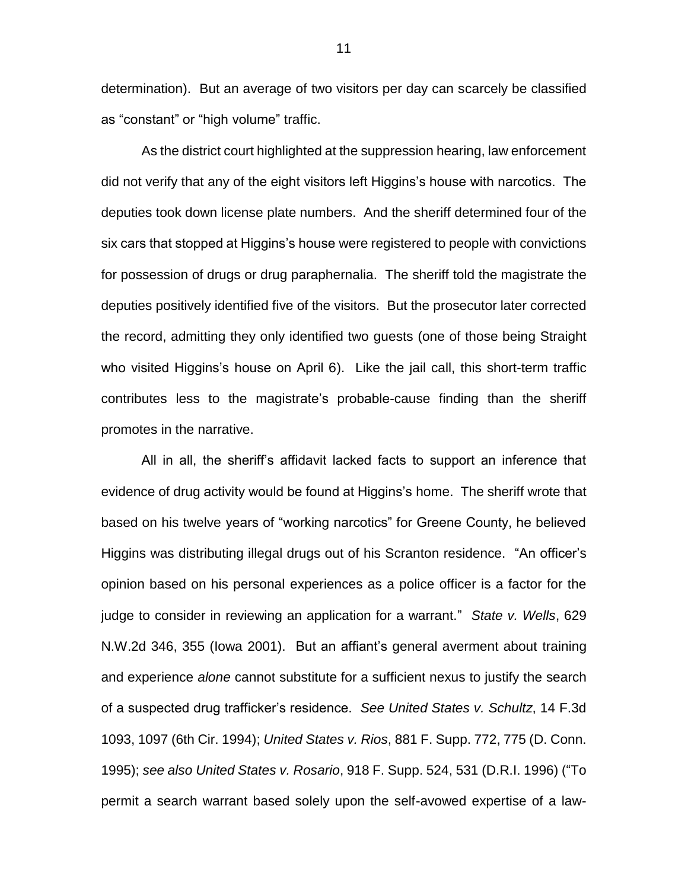determination). But an average of two visitors per day can scarcely be classified as "constant" or "high volume" traffic.

As the district court highlighted at the suppression hearing, law enforcement did not verify that any of the eight visitors left Higgins's house with narcotics. The deputies took down license plate numbers. And the sheriff determined four of the six cars that stopped at Higgins's house were registered to people with convictions for possession of drugs or drug paraphernalia. The sheriff told the magistrate the deputies positively identified five of the visitors. But the prosecutor later corrected the record, admitting they only identified two guests (one of those being Straight who visited Higgins's house on April 6). Like the jail call, this short-term traffic contributes less to the magistrate's probable-cause finding than the sheriff promotes in the narrative.

All in all, the sheriff's affidavit lacked facts to support an inference that evidence of drug activity would be found at Higgins's home. The sheriff wrote that based on his twelve years of "working narcotics" for Greene County, he believed Higgins was distributing illegal drugs out of his Scranton residence. "An officer's opinion based on his personal experiences as a police officer is a factor for the judge to consider in reviewing an application for a warrant." *State v. Wells*, 629 N.W.2d 346, 355 (Iowa 2001). But an affiant's general averment about training and experience *alone* cannot substitute for a sufficient nexus to justify the search of a suspected drug trafficker's residence. *See United States v. Schultz*, 14 F.3d 1093, 1097 (6th Cir. 1994); *United States v. Rios*, 881 F. Supp. 772, 775 (D. Conn. 1995); *see also United States v. Rosario*, 918 F. Supp. 524, 531 (D.R.I. 1996) ("To permit a search warrant based solely upon the self-avowed expertise of a law-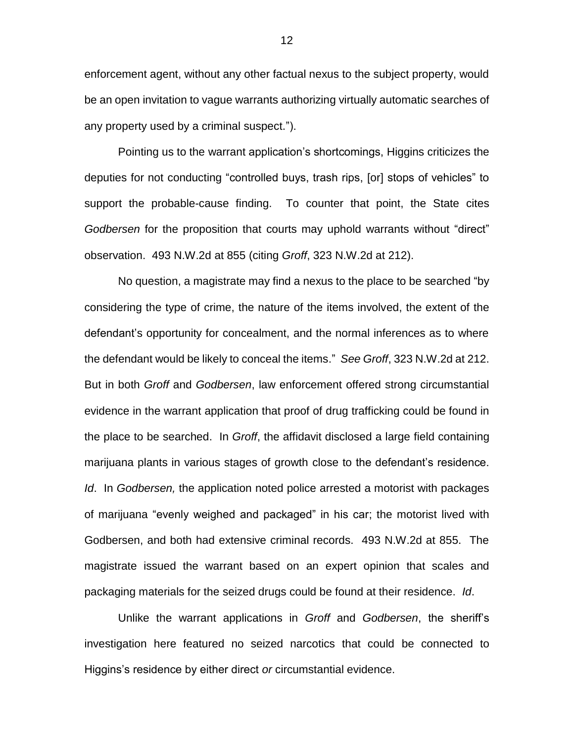enforcement agent, without any other factual nexus to the subject property, would be an open invitation to vague warrants authorizing virtually automatic searches of any property used by a criminal suspect.").

Pointing us to the warrant application's shortcomings, Higgins criticizes the deputies for not conducting "controlled buys, trash rips, [or] stops of vehicles" to support the probable-cause finding. To counter that point, the State cites *Godbersen* for the proposition that courts may uphold warrants without "direct" observation. 493 N.W.2d at 855 (citing *Groff*, 323 N.W.2d at 212).

No question, a magistrate may find a nexus to the place to be searched "by considering the type of crime, the nature of the items involved, the extent of the defendant's opportunity for concealment, and the normal inferences as to where the defendant would be likely to conceal the items." *See Groff*, 323 N.W.2d at 212. But in both *Groff* and *Godbersen*, law enforcement offered strong circumstantial evidence in the warrant application that proof of drug trafficking could be found in the place to be searched. In *Groff*, the affidavit disclosed a large field containing marijuana plants in various stages of growth close to the defendant's residence. *Id*. In *Godbersen,* the application noted police arrested a motorist with packages of marijuana "evenly weighed and packaged" in his car; the motorist lived with Godbersen, and both had extensive criminal records. 493 N.W.2d at 855. The magistrate issued the warrant based on an expert opinion that scales and packaging materials for the seized drugs could be found at their residence. *Id*.

Unlike the warrant applications in *Groff* and *Godbersen*, the sheriff's investigation here featured no seized narcotics that could be connected to Higgins's residence by either direct *or* circumstantial evidence.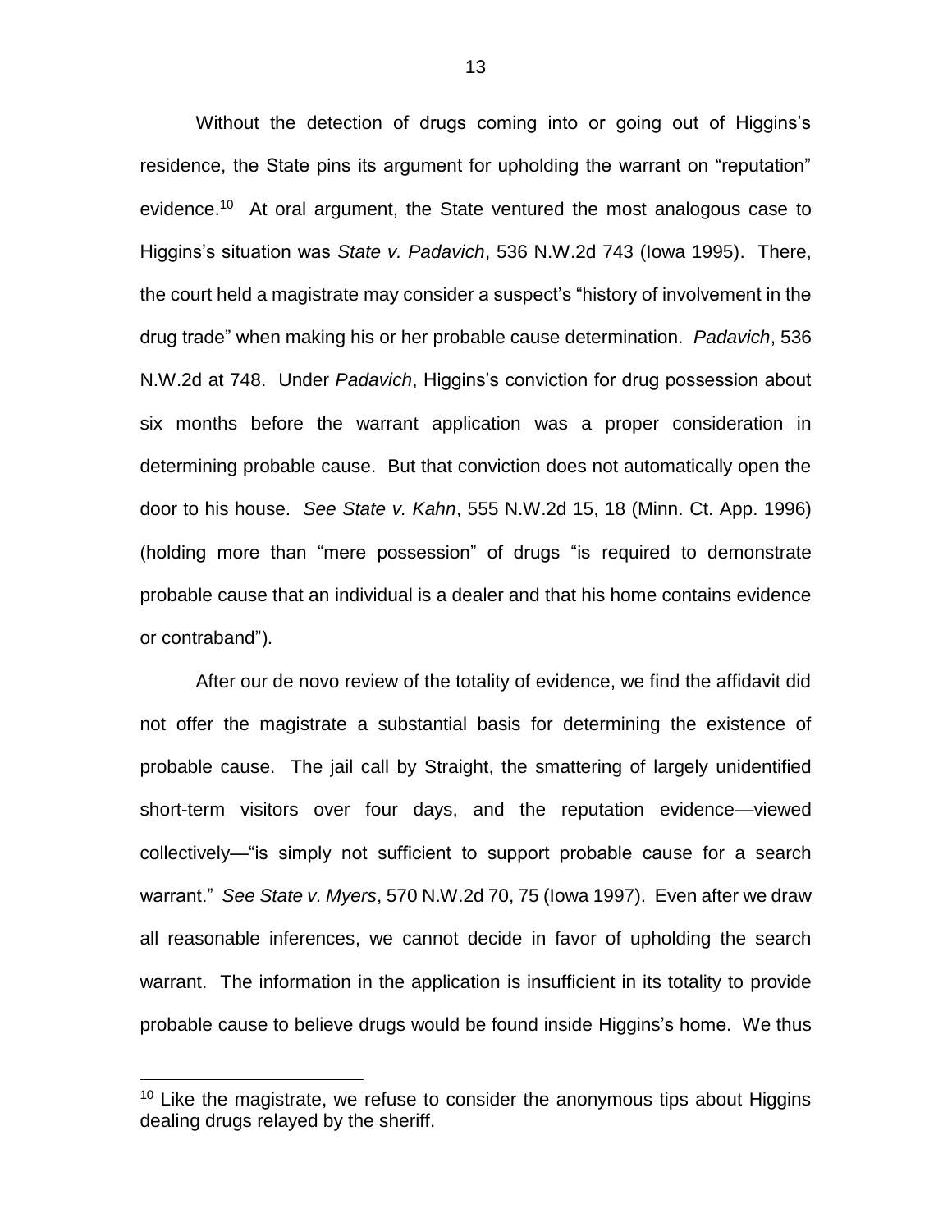Without the detection of drugs coming into or going out of Higgins's residence, the State pins its argument for upholding the warrant on "reputation" evidence.[10] At oral argument, the State ventured the most analogous case to Higgins's situation was *State v. Padavich*, 536 N.W.2d 743 (Iowa 1995). There, the court held a magistrate may consider a suspect's "history of involvement in the drug trade" when making his or her probable cause determination. *Padavich*, 536 N.W.2d at 748. Under *Padavich*, Higgins's conviction for drug possession about six months before the warrant application was a proper consideration in determining probable cause. But that conviction does not automatically open the door to his house. *See State v. Kahn*, 555 N.W.2d 15, 18 (Minn. Ct. App. 1996) (holding more than "mere possession" of drugs "is required to demonstrate probable cause that an individual is a dealer and that his home contains evidence or contraband").

After our de novo review of the totality of evidence, we find the affidavit did not offer the magistrate a substantial basis for determining the existence of probable cause. The jail call by Straight, the smattering of largely unidentified short-term visitors over four days, and the reputation evidence—viewed collectively—"is simply not sufficient to support probable cause for a search warrant." *See State v. Myers*, 570 N.W.2d 70, 75 (Iowa 1997). Even after we draw all reasonable inferences, we cannot decide in favor of upholding the search warrant. The information in the application is insufficient in its totality to provide probable cause to believe drugs would be found inside Higgins's home. We thus

[10] Like the magistrate, we refuse to consider the anonymous tips about Higgins dealing drugs relayed by the sheriff.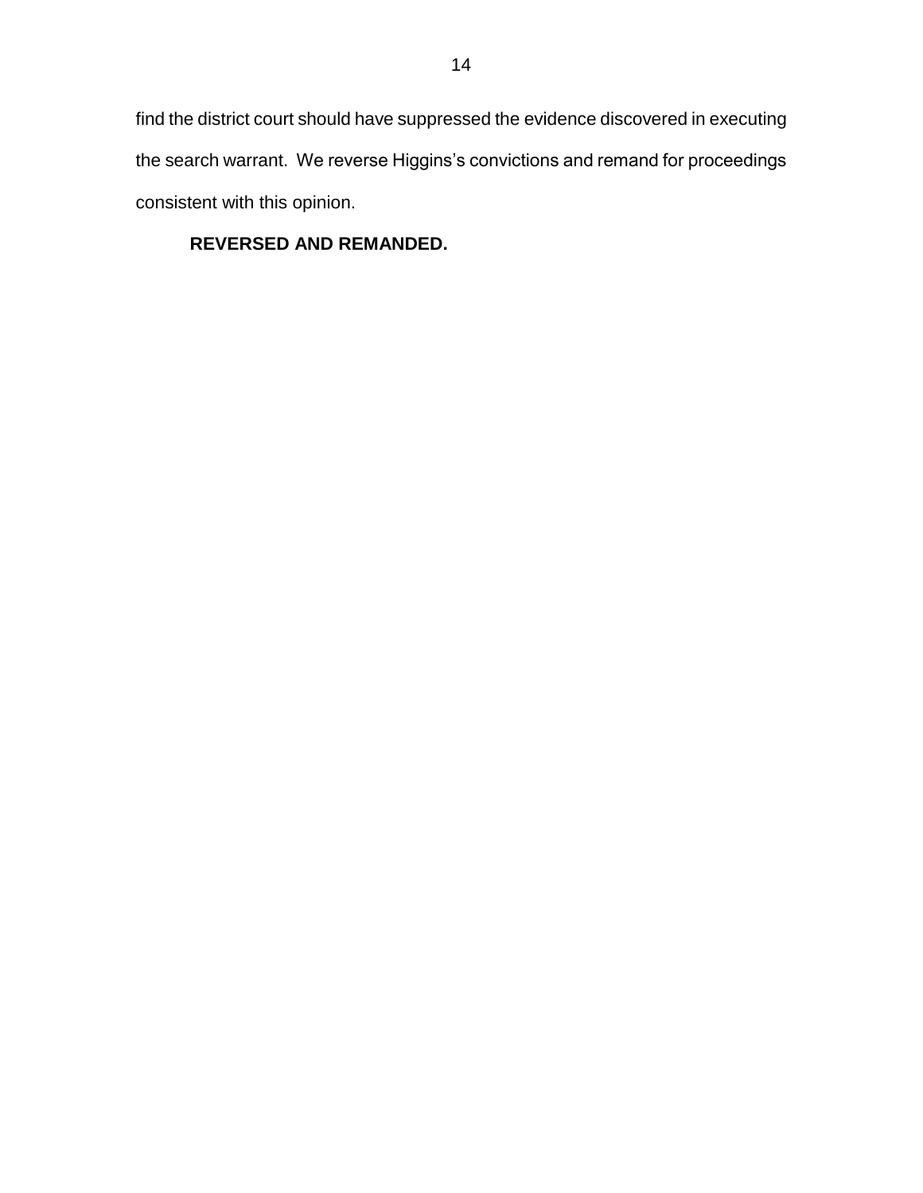find the district court should have suppressed the evidence discovered in executing the search warrant. We reverse Higgins's convictions and remand for proceedings consistent with this opinion.

**REVERSED AND REMANDED.**